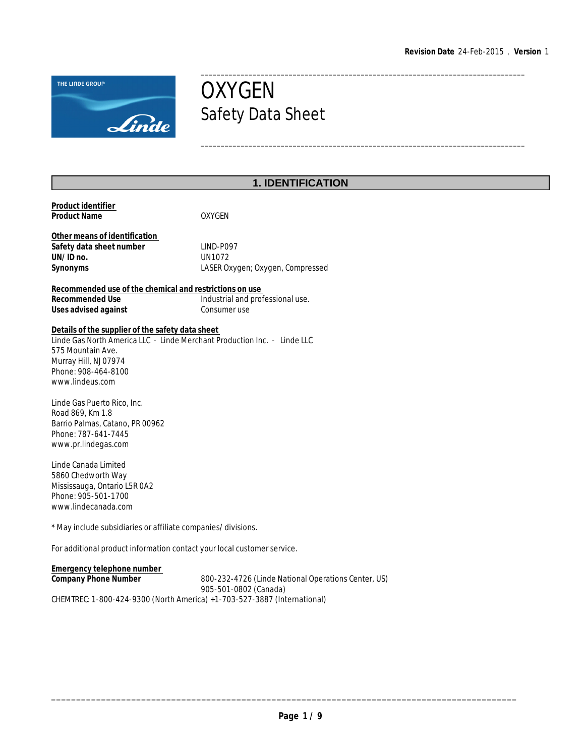Revision Date 24-Feb-2015 , Version 1

# OXYGEN

## Safety Data Sheet

## 1. IDENTIFICATION

**Product identifier**

**Product Name** OXYGEN

**Other means of identification**

**Safety data sheet number** LIND-P097

**UN/ID no.** UN1072

**Synonyms** LASER Oxygen; Oxygen, Compressed

**Recommended use of the chemical and restrictions on use**

**Recommended Use** Industrial and professional use.

**Uses advised against** Consumer use

**Details of the supplier of the safety data sheet**

Linde Gas North America LLC - Linde Merchant Production Inc. - Linde LLC
575 Mountain Ave.
Murray Hill, NJ 07974
Phone: 908-464-8100
www.lindeus.com

Linde Gas Puerto Rico, Inc.
Road 869, Km 1.8
Barrio Palmas, Catano, PR 00962
Phone: 787-641-7445
www.pr.lindegas.com

Linde Canada Limited
5860 Chedworth Way
Mississauga, Ontario L5R 0A2
Phone: 905-501-1700
www.lindecanada.com

* May include subsidiaries or affiliate companies/divisions.

For additional product information contact your local customer service.

**Emergency telephone number**

**Company Phone Number** 800-232-4726 (Linde National Operations Center, US)
905-501-0802 (Canada)

CHEMTREC: 1-800-424-9300 (North America) +1-703-527-3887 (International)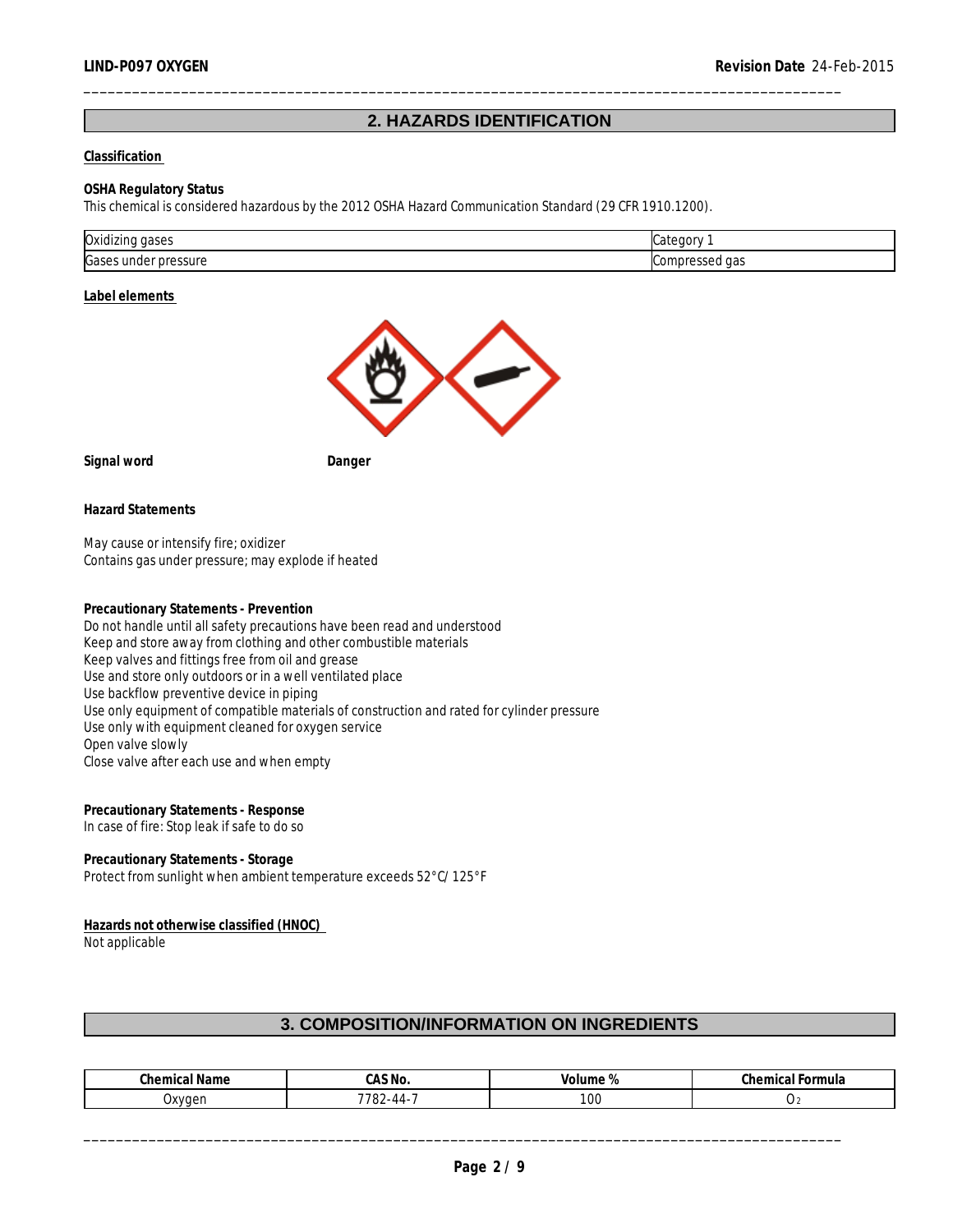## 2. HAZARDS IDENTIFICATION

**Classification**

**OSHA Regulatory Status**

This chemical is considered hazardous by the 2012 OSHA Hazard Communication Standard (29 CFR 1910.1200).

| Oxidizing gases | Category 1 |
|---|---|
| Gases under pressure | Compressed gas |

**Label elements**

**Signal word** **Danger**

**Hazard Statements**

May cause or intensify fire; oxidizer
Contains gas under pressure; may explode if heated

**Precautionary Statements - Prevention**

Do not handle until all safety precautions have been read and understood
Keep and store away from clothing and other combustible materials
Keep valves and fittings free from oil and grease
Use and store only outdoors or in a well ventilated place
Use backflow preventive device in piping
Use only equipment of compatible materials of construction and rated for cylinder pressure
Use only with equipment cleaned for oxygen service
Open valve slowly
Close valve after each use and when empty

**Precautionary Statements - Response**

In case of fire: Stop leak if safe to do so

**Precautionary Statements - Storage**

Protect from sunlight when ambient temperature exceeds 52°C/ 125°F

**Hazards not otherwise classified (HNOC)**

Not applicable

## 3. COMPOSITION/INFORMATION ON INGREDIENTS

| Chemical Name | CAS No. | Volume % | Chemical Formula |
|---|---|---|---|
| Oxygen | 7782-44-7 | 100 | $O_2$ |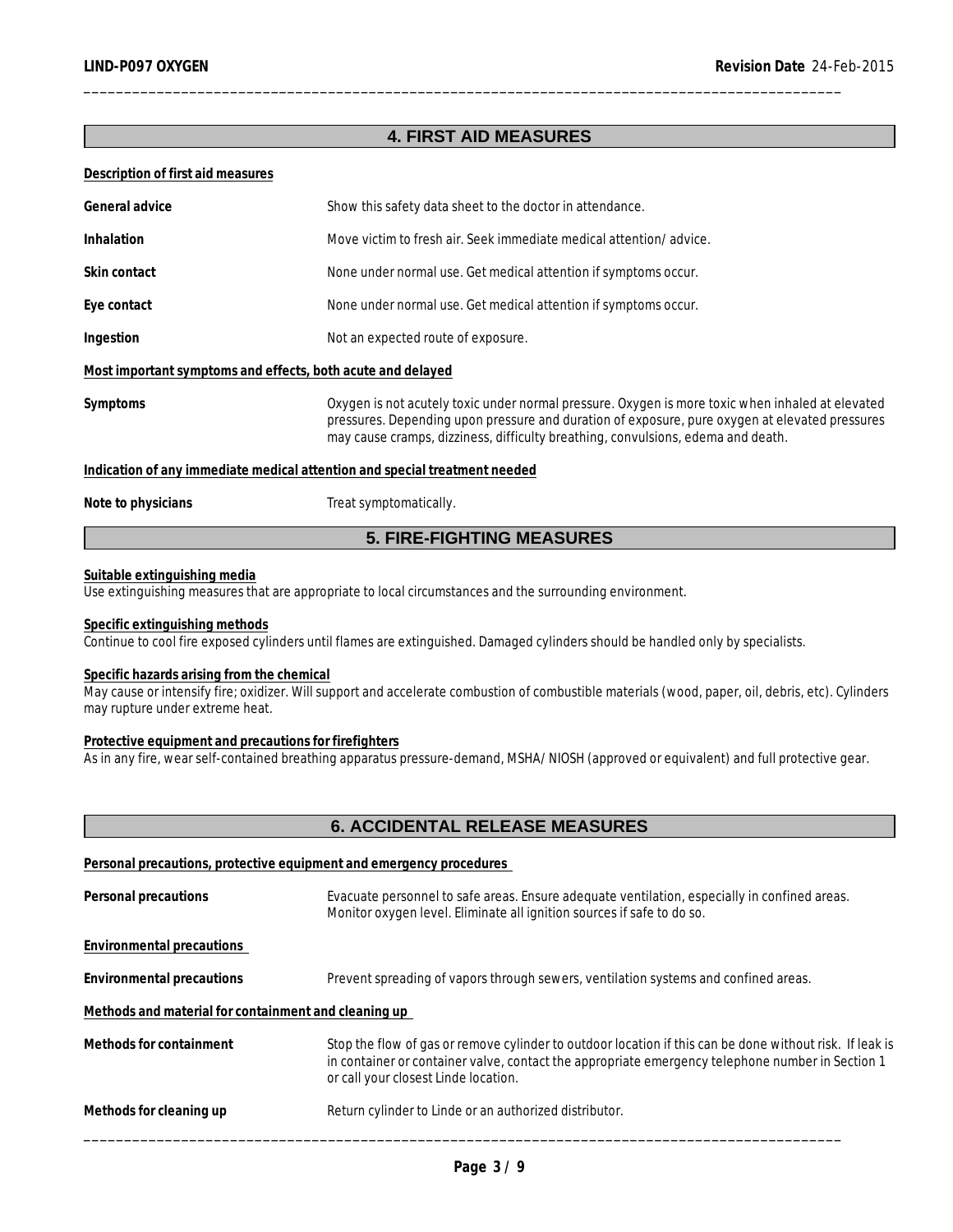## 4. FIRST AID MEASURES

**Description of first aid measures**

**General advice** Show this safety data sheet to the doctor in attendance.

**Inhalation** Move victim to fresh air. Seek immediate medical attention/ advice.

**Skin contact** None under normal use. Get medical attention if symptoms occur.

**Eye contact** None under normal use. Get medical attention if symptoms occur.

**Ingestion** Not an expected route of exposure.

**Most important symptoms and effects, both acute and delayed**

**Symptoms** Oxygen is not acutely toxic under normal pressure. Oxygen is more toxic when inhaled at elevated pressures. Depending upon pressure and duration of exposure, pure oxygen at elevated pressures may cause cramps, dizziness, difficulty breathing, convulsions, edema and death.

**Indication of any immediate medical attention and special treatment needed**

**Note to physicians** Treat symptomatically.

## 5. FIRE-FIGHTING MEASURES

**Suitable extinguishing media**
Use extinguishing measures that are appropriate to local circumstances and the surrounding environment.

**Specific extinguishing methods**
Continue to cool fire exposed cylinders until flames are extinguished. Damaged cylinders should be handled only by specialists.

**Specific hazards arising from the chemical**
May cause or intensify fire; oxidizer. Will support and accelerate combustion of combustible materials (wood, paper, oil, debris, etc). Cylinders may rupture under extreme heat.

**Protective equipment and precautions for firefighters**
As in any fire, wear self-contained breathing apparatus pressure-demand, MSHA/ NIOSH (approved or equivalent) and full protective gear.

## 6. ACCIDENTAL RELEASE MEASURES

**Personal precautions, protective equipment and emergency procedures**

**Personal precautions** Evacuate personnel to safe areas. Ensure adequate ventilation, especially in confined areas. Monitor oxygen level. Eliminate all ignition sources if safe to do so.

**Environmental precautions**

**Environmental precautions** Prevent spreading of vapors through sewers, ventilation systems and confined areas.

**Methods and material for containment and cleaning up**

**Methods for containment** Stop the flow of gas or remove cylinder to outdoor location if this can be done without risk. If leak is in container or container valve, contact the appropriate emergency telephone number in Section 1 or call your closest Linde location.

**Methods for cleaning up** Return cylinder to Linde or an authorized distributor.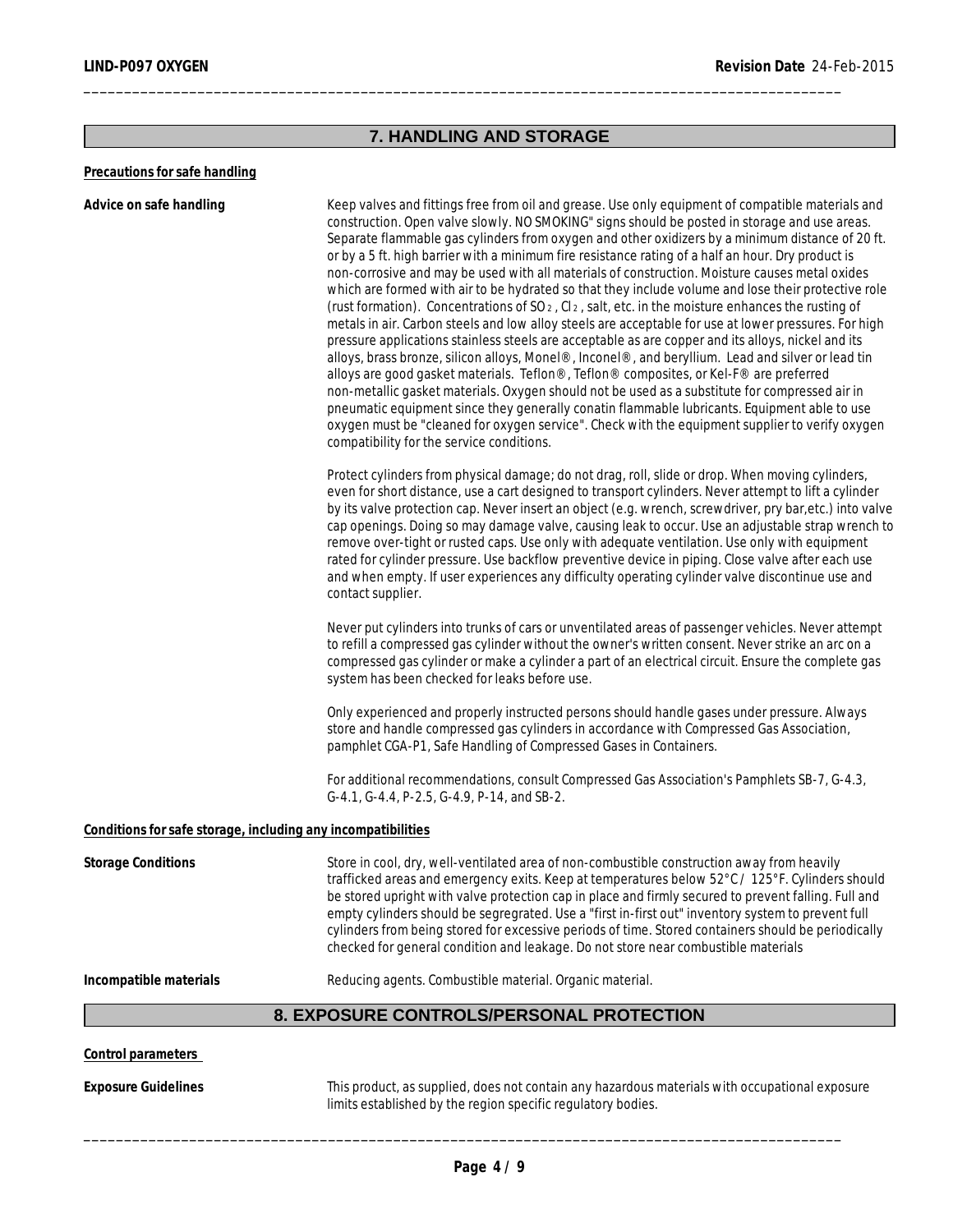## 7. HANDLING AND STORAGE

**Precautions for safe handling**

**Advice on safe handling**

Keep valves and fittings free from oil and grease. Use only equipment of compatible materials and construction. Open valve slowly. NO SMOKING" signs should be posted in storage and use areas. Separate flammable gas cylinders from oxygen and other oxidizers by a minimum distance of 20 ft. or by a 5 ft. high barrier with a minimum fire resistance rating of a half an hour. Dry product is non-corrosive and may be used with all materials of construction. Moisture causes metal oxides which are formed with air to be hydrated so that they include volume and lose their protective role (rust formation). Concentrations of $SO_2$, $Cl_2$, salt, etc. in the moisture enhances the rusting of metals in air. Carbon steels and low alloy steels are acceptable for use at lower pressures. For high pressure applications stainless steels are acceptable as are copper and its alloys, nickel and its alloys, brass bronze, silicon alloys, Monel®, Inconel®, and beryllium. Lead and silver or lead tin alloys are good gasket materials. Teflon®, Teflon® composites, or Kel-F® are preferred non-metallic gasket materials. Oxygen should not be used as a substitute for compressed air in pneumatic equipment since they generally conatin flammable lubricants. Equipment able to use oxygen must be "cleaned for oxygen service". Check with the equipment supplier to verify oxygen compatibility for the service conditions.

Protect cylinders from physical damage; do not drag, roll, slide or drop. When moving cylinders, even for short distance, use a cart designed to transport cylinders. Never attempt to lift a cylinder by its valve protection cap. Never insert an object (e.g. wrench, screwdriver, pry bar,etc.) into valve cap openings. Doing so may damage valve, causing leak to occur. Use an adjustable strap wrench to remove over-tight or rusted caps. Use only with adequate ventilation. Use only with equipment rated for cylinder pressure. Use backflow preventive device in piping. Close valve after each use and when empty. If user experiences any difficulty operating cylinder valve discontinue use and contact supplier.

Never put cylinders into trunks of cars or unventilated areas of passenger vehicles. Never attempt to refill a compressed gas cylinder without the owner's written consent. Never strike an arc on a compressed gas cylinder or make a cylinder a part of an electrical circuit. Ensure the complete gas system has been checked for leaks before use.

Only experienced and properly instructed persons should handle gases under pressure. Always store and handle compressed gas cylinders in accordance with Compressed Gas Association, pamphlet CGA-P1, Safe Handling of Compressed Gases in Containers.

For additional recommendations, consult Compressed Gas Association's Pamphlets SB-7, G-4.3, G-4.1, G-4.4, P-2.5, G-4.9, P-14, and SB-2.

**Conditions for safe storage, including any incompatibilities**

**Storage Conditions**

Store in cool, dry, well-ventilated area of non-combustible construction away from heavily trafficked areas and emergency exits. Keep at temperatures below 52°C / 125°F. Cylinders should be stored upright with valve protection cap in place and firmly secured to prevent falling. Full and empty cylinders should be segregrated. Use a "first in-first out" inventory system to prevent full cylinders from being stored for excessive periods of time. Stored containers should be periodically checked for general condition and leakage. Do not store near combustible materials

**Incompatible materials**

Reducing agents. Combustible material. Organic material.

## 8. EXPOSURE CONTROLS/PERSONAL PROTECTION

**Control parameters**

**Exposure Guidelines**

This product, as supplied, does not contain any hazardous materials with occupational exposure limits established by the region specific regulatory bodies.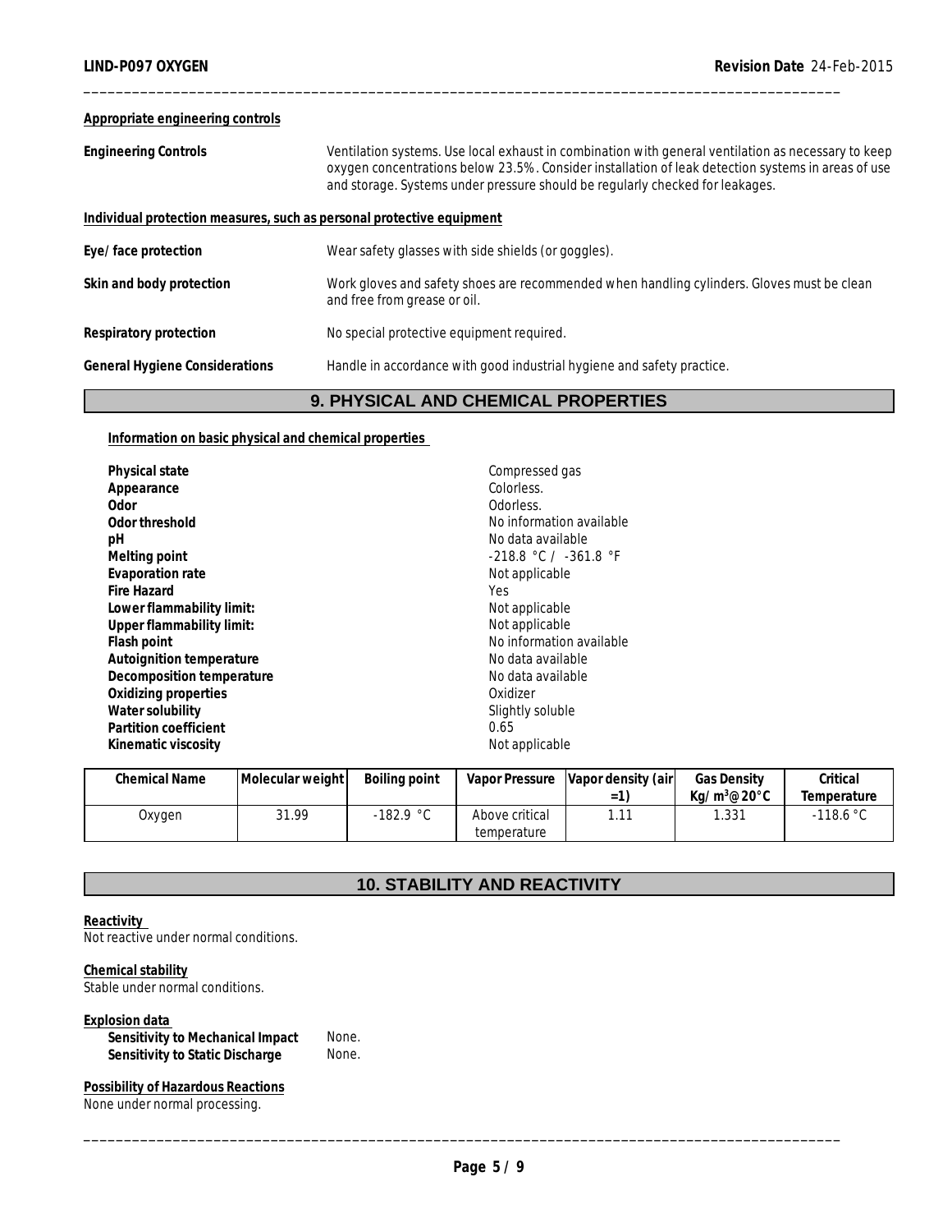**Appropriate engineering controls**

| | |
|---|---|
| **Engineering Controls** | Ventilation systems. Use local exhaust in combination with general ventilation as necessary to keep oxygen concentrations below 23.5%. Consider installation of leak detection systems in areas of use and storage. Systems under pressure should be regularly checked for leakages. |

**Individual protection measures, such as personal protective equipment**

| | |
|---|---|
| **Eye/ face protection** | Wear safety glasses with side shields (or goggles). |
| **Skin and body protection** | Work gloves and safety shoes are recommended when handling cylinders. Gloves must be clean and free from grease or oil. |
| **Respiratory protection** | No special protective equipment required. |
| **General Hygiene Considerations** | Handle in accordance with good industrial hygiene and safety practice. |

## 9. PHYSICAL AND CHEMICAL PROPERTIES

**Information on basic physical and chemical properties**

| | |
|---|---|
| **Physical state** | Compressed gas |
| **Appearance** | Colorless. |
| **Odor** | Odorless. |
| **Odor threshold** | No information available |
| **pH** | No data available |
| **Melting point** | -218.8 °C / -361.8 °F |
| **Evaporation rate** | Not applicable |
| **Fire Hazard** | Yes |
| **Lower flammability limit:** | Not applicable |
| **Upper flammability limit:** | Not applicable |
| **Flash point** | No information available |
| **Autoignition temperature** | No data available |
| **Decomposition temperature** | No data available |
| **Oxidizing properties** | Oxidizer |
| **Water solubility** | Slightly soluble |
| **Partition coefficient** | 0.65 |
| **Kinematic viscosity** | Not applicable |

| Chemical Name | Molecular weight | Boiling point | Vapor Pressure | Vapor density (air =1) | Gas Density Kg/ $m^3$@20°C | Critical Temperature |
|---|---|---|---|---|---|---|
| Oxygen | 31.99 | -182.9 °C | Above critical temperature | 1.11 | 1.331 | -118.6 °C |

## 10. STABILITY AND REACTIVITY

**Reactivity**
Not reactive under normal conditions.

**Chemical stability**
Stable under normal conditions.

**Explosion data**

| | |
|---|---|
| **Sensitivity to Mechanical Impact** | None. |
| **Sensitivity to Static Discharge** | None. |

**Possibility of Hazardous Reactions**
None under normal processing.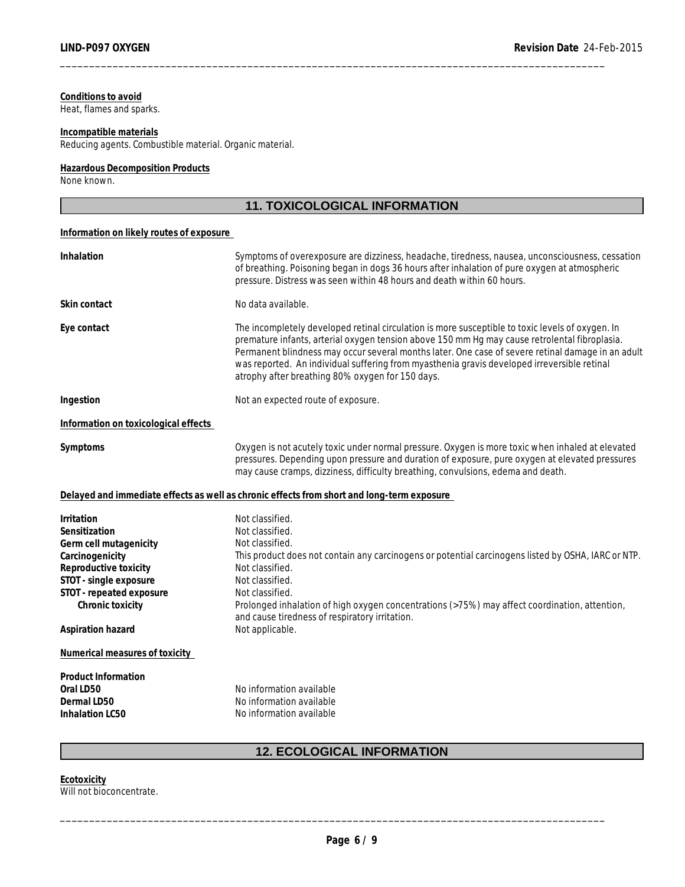**Conditions to avoid**
Heat, flames and sparks.

**Incompatible materials**
Reducing agents. Combustible material. Organic material.

**Hazardous Decomposition Products**
None known.

## 11. TOXICOLOGICAL INFORMATION

**Information on likely routes of exposure**

| | |
|---|---|
| **Inhalation** | Symptoms of overexposure are dizziness, headache, tiredness, nausea, unconsciousness, cessation of breathing. Poisoning began in dogs 36 hours after inhalation of pure oxygen at atmospheric pressure. Distress was seen within 48 hours and death within 60 hours. |
| **Skin contact** | No data available. |
| **Eye contact** | The incompletely developed retinal circulation is more susceptible to toxic levels of oxygen. In premature infants, arterial oxygen tension above 150 mm Hg may cause retrolental fibroplasia. Permanent blindness may occur several months later. One case of severe retinal damage in an adult was reported. An individual suffering from myasthenia gravis developed irreversible retinal atrophy after breathing 80% oxygen for 150 days. |
| **Ingestion** | Not an expected route of exposure. |

**Information on toxicological effects**

| | |
|---|---|
| **Symptoms** | Oxygen is not acutely toxic under normal pressure. Oxygen is more toxic when inhaled at elevated pressures. Depending upon pressure and duration of exposure, pure oxygen at elevated pressures may cause cramps, dizziness, difficulty breathing, convulsions, edema and death. |

**Delayed and immediate effects as well as chronic effects from short and long-term exposure**

| | |
|---|---|
| **Irritation** | Not classified. |
| **Sensitization** | Not classified. |
| **Germ cell mutagenicity** | Not classified. |
| **Carcinogenicity** | This product does not contain any carcinogens or potential carcinogens listed by OSHA, IARC or NTP. |
| **Reproductive toxicity** | Not classified. |
| **STOT - single exposure** | Not classified. |
| **STOT - repeated exposure** | Not classified. |
| **Chronic toxicity** | Prolonged inhalation of high oxygen concentrations (>75%) may affect coordination, attention, and cause tiredness of respiratory irritation. |
| **Aspiration hazard** | Not applicable. |

**Numerical measures of toxicity**

**Product Information**

| | |
|---|---|
| **Oral LD50** | No information available |
| **Dermal LD50** | No information available |
| **Inhalation LC50** | No information available |

## 12. ECOLOGICAL INFORMATION

**Ecotoxicity**
Will not bioconcentrate.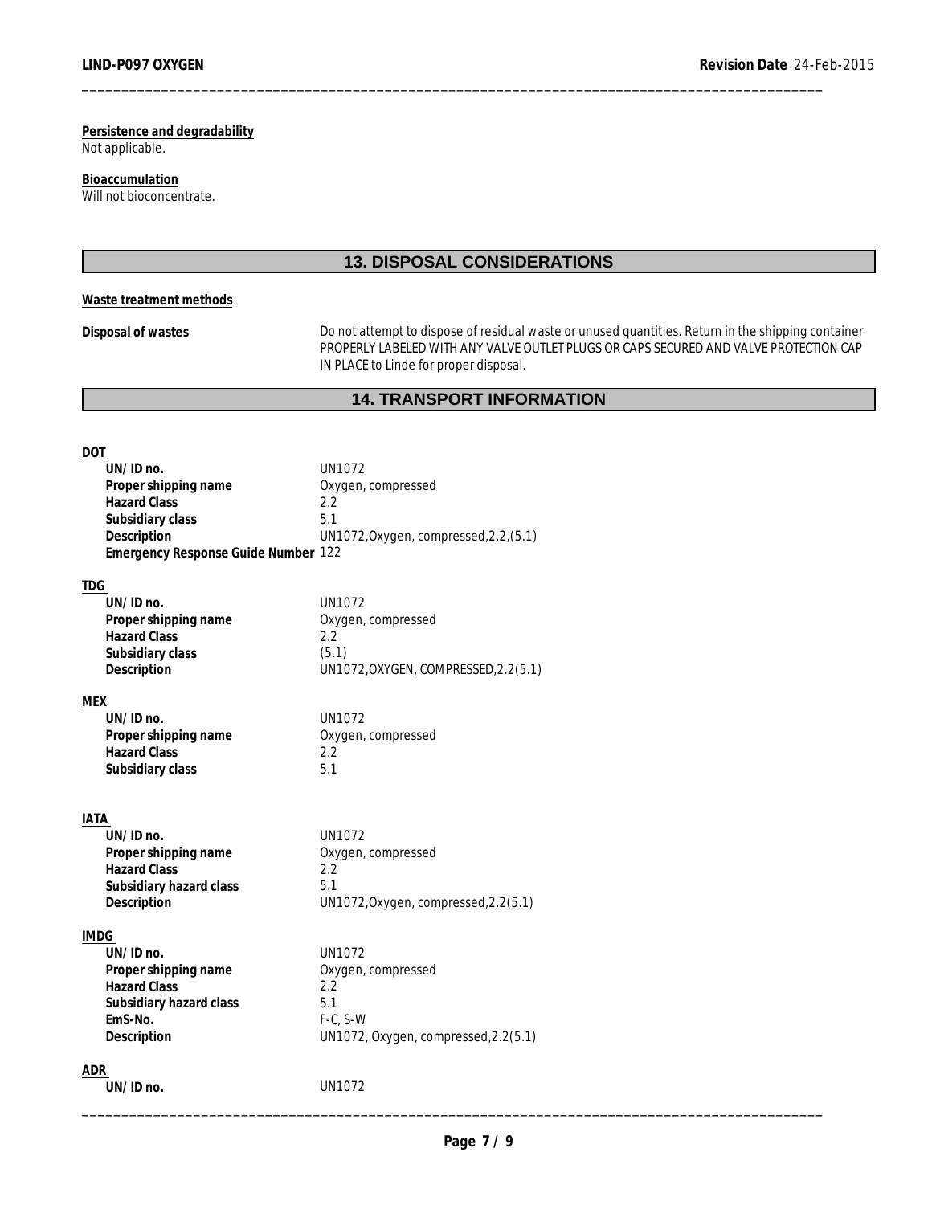**Persistence and degradability**

Not applicable.

**Bioaccumulation**

Will not bioconcentrate.

## 13. DISPOSAL CONSIDERATIONS

**Waste treatment methods**

**Disposal of wastes** — Do not attempt to dispose of residual waste or unused quantities. Return in the shipping container PROPERLY LABELED WITH ANY VALVE OUTLET PLUGS OR CAPS SECURED AND VALVE PROTECTION CAP IN PLACE to Linde for proper disposal.

## 14. TRANSPORT INFORMATION

**DOT**

| | |
|---|---|
| **UN/ID no.** | UN1072 |
| **Proper shipping name** | Oxygen, compressed |
| **Hazard Class** | 2.2 |
| **Subsidiary class** | 5.1 |
| **Description** | UN1072,Oxygen, compressed,2.2,(5.1) |
| **Emergency Response Guide Number** | 122 |

**TDG**

| | |
|---|---|
| **UN/ID no.** | UN1072 |
| **Proper shipping name** | Oxygen, compressed |
| **Hazard Class** | 2.2 |
| **Subsidiary class** | (5.1) |
| **Description** | UN1072,OXYGEN, COMPRESSED,2.2(5.1) |

**MEX**

| | |
|---|---|
| **UN/ID no.** | UN1072 |
| **Proper shipping name** | Oxygen, compressed |
| **Hazard Class** | 2.2 |
| **Subsidiary class** | 5.1 |

**IATA**

| | |
|---|---|
| **UN/ID no.** | UN1072 |
| **Proper shipping name** | Oxygen, compressed |
| **Hazard Class** | 2.2 |
| **Subsidiary hazard class** | 5.1 |
| **Description** | UN1072,Oxygen, compressed,2.2(5.1) |

**IMDG**

| | |
|---|---|
| **UN/ID no.** | UN1072 |
| **Proper shipping name** | Oxygen, compressed |
| **Hazard Class** | 2.2 |
| **Subsidiary hazard class** | 5.1 |
| **EmS-No.** | F-C, S-W |
| **Description** | UN1072, Oxygen, compressed,2.2(5.1) |

**ADR**

| | |
|---|---|
| **UN/ID no.** | UN1072 |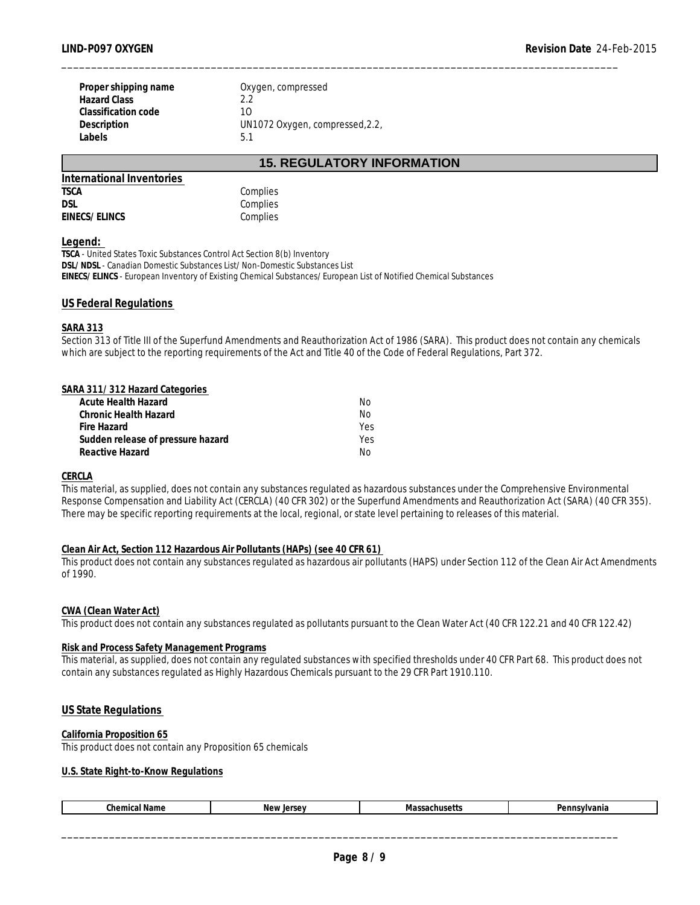| | |
|---|---|
| **Proper shipping name** | Oxygen, compressed |
| **Hazard Class** | 2.2 |
| **Classification code** | 1O |
| **Description** | UN1072 Oxygen, compressed,2.2, |
| **Labels** | 5.1 |

## 15. REGULATORY INFORMATION

**International Inventories**

| | |
|---|---|
| **TSCA** | Complies |
| **DSL** | Complies |
| **EINECS/ELINCS** | Complies |

**Legend:**

**TSCA** - United States Toxic Substances Control Act Section 8(b) Inventory
**DSL/NDSL** - Canadian Domestic Substances List/Non-Domestic Substances List
**EINECS/ELINCS** - European Inventory of Existing Chemical Substances/European List of Notified Chemical Substances

### US Federal Regulations

**SARA 313**

Section 313 of Title III of the Superfund Amendments and Reauthorization Act of 1986 (SARA). This product does not contain any chemicals which are subject to the reporting requirements of the Act and Title 40 of the Code of Federal Regulations, Part 372.

**SARA 311/312 Hazard Categories**

| | |
|---|---|
| **Acute Health Hazard** | No |
| **Chronic Health Hazard** | No |
| **Fire Hazard** | Yes |
| **Sudden release of pressure hazard** | Yes |
| **Reactive Hazard** | No |

**CERCLA**

This material, as supplied, does not contain any substances regulated as hazardous substances under the Comprehensive Environmental Response Compensation and Liability Act (CERCLA) (40 CFR 302) or the Superfund Amendments and Reauthorization Act (SARA) (40 CFR 355). There may be specific reporting requirements at the local, regional, or state level pertaining to releases of this material.

**Clean Air Act, Section 112 Hazardous Air Pollutants (HAPs) (see 40 CFR 61)**

This product does not contain any substances regulated as hazardous air pollutants (HAPS) under Section 112 of the Clean Air Act Amendments of 1990.

**CWA (Clean Water Act)**

This product does not contain any substances regulated as pollutants pursuant to the Clean Water Act (40 CFR 122.21 and 40 CFR 122.42)

**Risk and Process Safety Management Programs**

This material, as supplied, does not contain any regulated substances with specified thresholds under 40 CFR Part 68. This product does not contain any substances regulated as Highly Hazardous Chemicals pursuant to the 29 CFR Part 1910.110.

### US State Regulations

**California Proposition 65**

This product does not contain any Proposition 65 chemicals

**U.S. State Right-to-Know Regulations**

| Chemical Name | New Jersey | Massachusetts | Pennsylvania |
|---|---|---|---|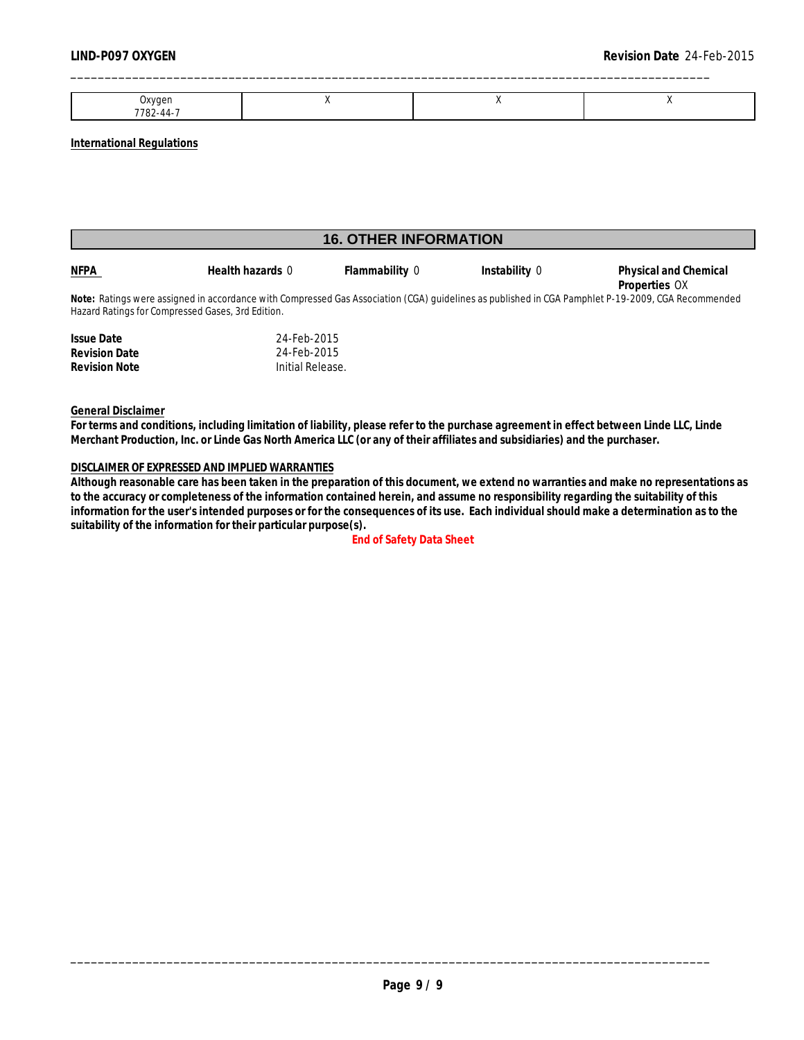| | | | |
|---|---|---|---|
| Oxygen 7782-44-7 | X | X | X |

**International Regulations**

## 16. OTHER INFORMATION

**NFPA** **Health hazards** 0 **Flammability** 0 **Instability** 0 **Physical and Chemical Properties** OX

**Note:** Ratings were assigned in accordance with Compressed Gas Association (CGA) guidelines as published in CGA Pamphlet P-19-2009, CGA Recommended Hazard Ratings for Compressed Gases, 3rd Edition.

| | |
|---|---|
| **Issue Date** | 24-Feb-2015 |
| **Revision Date** | 24-Feb-2015 |
| **Revision Note** | Initial Release. |

**General Disclaimer**

**For terms and conditions, including limitation of liability, please refer to the purchase agreement in effect between Linde LLC, Linde Merchant Production, Inc. or Linde Gas North America LLC (or any of their affiliates and subsidiaries) and the purchaser.**

**DISCLAIMER OF EXPRESSED AND IMPLIED WARRANTIES**

**Although reasonable care has been taken in the preparation of this document, we extend no warranties and make no representations as to the accuracy or completeness of the information contained herein, and assume no responsibility regarding the suitability of this information for the user's intended purposes or for the consequences of its use. Each individual should make a determination as to the suitability of the information for their particular purpose(s).**

**End of Safety Data Sheet**